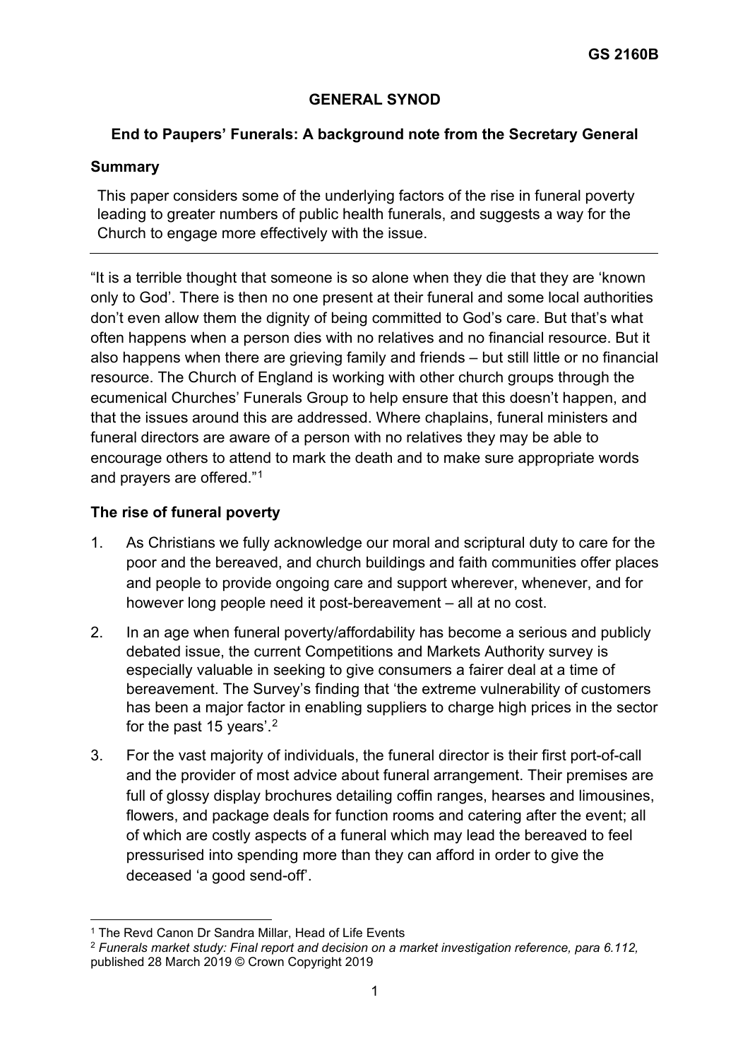**GS 2160B**

# GENERAL SYNOD

## End to Paupers' Funerals: A background note from the Secretary General

### Summary

This paper considers some of the underlying factors of the rise in funeral poverty leading to greater numbers of public health funerals, and suggests a way for the Church to engage more effectively with the issue.

---

"It is a terrible thought that someone is so alone when they die that they are 'known only to God'. There is then no one present at their funeral and some local authorities don't even allow them the dignity of being committed to God's care. But that's what often happens when a person dies with no relatives and no financial resource. But it also happens when there are grieving family and friends – but still little or no financial resource. The Church of England is working with other church groups through the ecumenical Churches' Funerals Group to help ensure that this doesn't happen, and that the issues around this are addressed. Where chaplains, funeral ministers and funeral directors are aware of a person with no relatives they may be able to encourage others to attend to mark the death and to make sure appropriate words and prayers are offered."[1]

### The rise of funeral poverty

1. As Christians we fully acknowledge our moral and scriptural duty to care for the poor and the bereaved, and church buildings and faith communities offer places and people to provide ongoing care and support wherever, whenever, and for however long people need it post-bereavement – all at no cost.

2. In an age when funeral poverty/affordability has become a serious and publicly debated issue, the current Competitions and Markets Authority survey is especially valuable in seeking to give consumers a fairer deal at a time of bereavement. The Survey's finding that 'the extreme vulnerability of customers has been a major factor in enabling suppliers to charge high prices in the sector for the past 15 years'.[2]

3. For the vast majority of individuals, the funeral director is their first port-of-call and the provider of most advice about funeral arrangement. Their premises are full of glossy display brochures detailing coffin ranges, hearses and limousines, flowers, and package deals for function rooms and catering after the event; all of which are costly aspects of a funeral which may lead the bereaved to feel pressurised into spending more than they can afford in order to give the deceased 'a good send-off'.

---

[1] The Revd Canon Dr Sandra Millar, Head of Life Events

[2] *Funerals market study: Final report and decision on a market investigation reference, para 6.112,* published 28 March 2019 © Crown Copyright 2019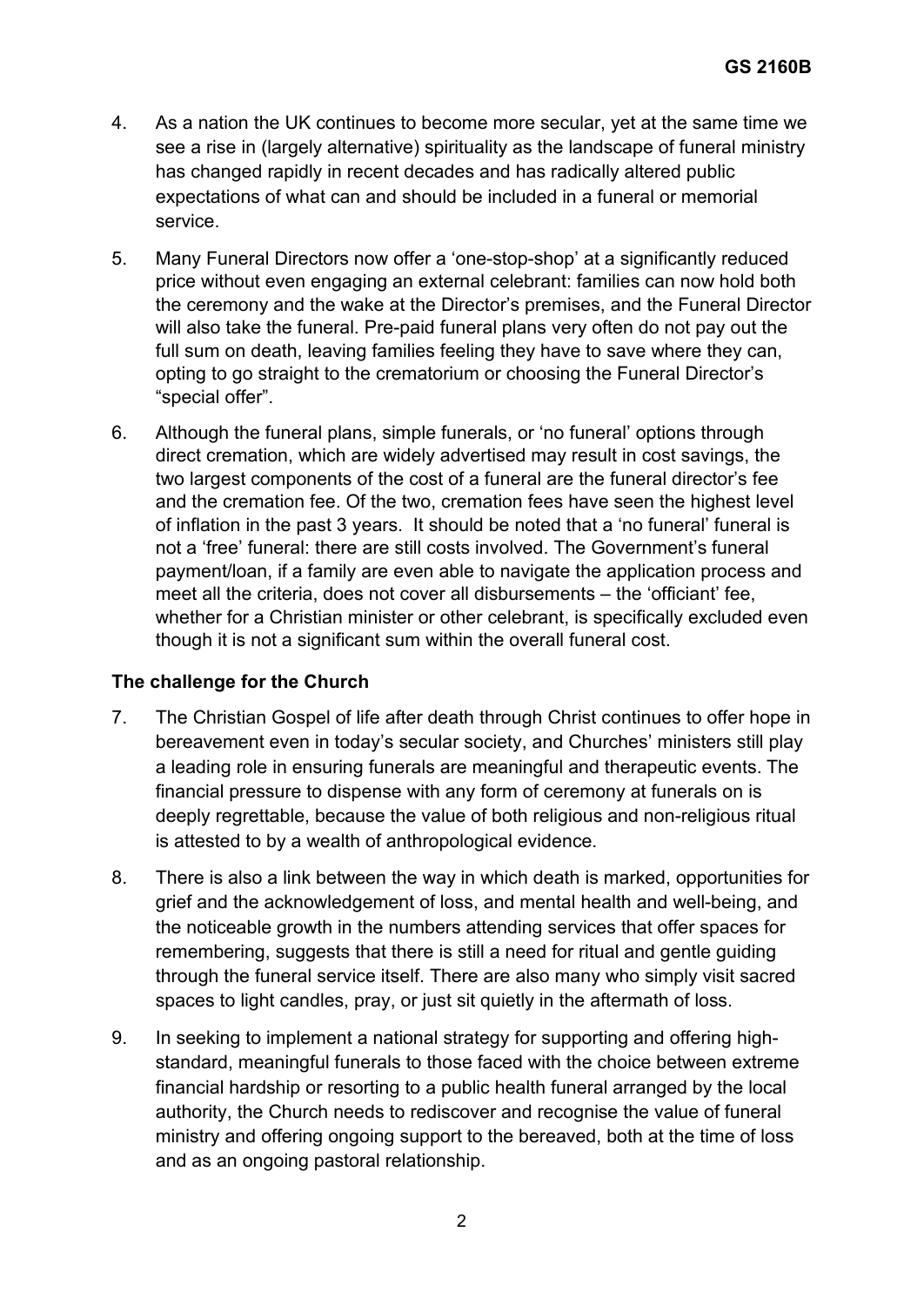4. As a nation the UK continues to become more secular, yet at the same time we see a rise in (largely alternative) spirituality as the landscape of funeral ministry has changed rapidly in recent decades and has radically altered public expectations of what can and should be included in a funeral or memorial service.

5. Many Funeral Directors now offer a 'one-stop-shop' at a significantly reduced price without even engaging an external celebrant: families can now hold both the ceremony and the wake at the Director's premises, and the Funeral Director will also take the funeral. Pre-paid funeral plans very often do not pay out the full sum on death, leaving families feeling they have to save where they can, opting to go straight to the crematorium or choosing the Funeral Director's "special offer".

6. Although the funeral plans, simple funerals, or 'no funeral' options through direct cremation, which are widely advertised may result in cost savings, the two largest components of the cost of a funeral are the funeral director's fee and the cremation fee. Of the two, cremation fees have seen the highest level of inflation in the past 3 years. It should be noted that a 'no funeral' funeral is not a 'free' funeral: there are still costs involved. The Government's funeral payment/loan, if a family are even able to navigate the application process and meet all the criteria, does not cover all disbursements – the 'officiant' fee, whether for a Christian minister or other celebrant, is specifically excluded even though it is not a significant sum within the overall funeral cost.

**The challenge for the Church**

7. The Christian Gospel of life after death through Christ continues to offer hope in bereavement even in today's secular society, and Churches' ministers still play a leading role in ensuring funerals are meaningful and therapeutic events. The financial pressure to dispense with any form of ceremony at funerals on is deeply regrettable, because the value of both religious and non-religious ritual is attested to by a wealth of anthropological evidence.

8. There is also a link between the way in which death is marked, opportunities for grief and the acknowledgement of loss, and mental health and well-being, and the noticeable growth in the numbers attending services that offer spaces for remembering, suggests that there is still a need for ritual and gentle guiding through the funeral service itself. There are also many who simply visit sacred spaces to light candles, pray, or just sit quietly in the aftermath of loss.

9. In seeking to implement a national strategy for supporting and offering high-standard, meaningful funerals to those faced with the choice between extreme financial hardship or resorting to a public health funeral arranged by the local authority, the Church needs to rediscover and recognise the value of funeral ministry and offering ongoing support to the bereaved, both at the time of loss and as an ongoing pastoral relationship.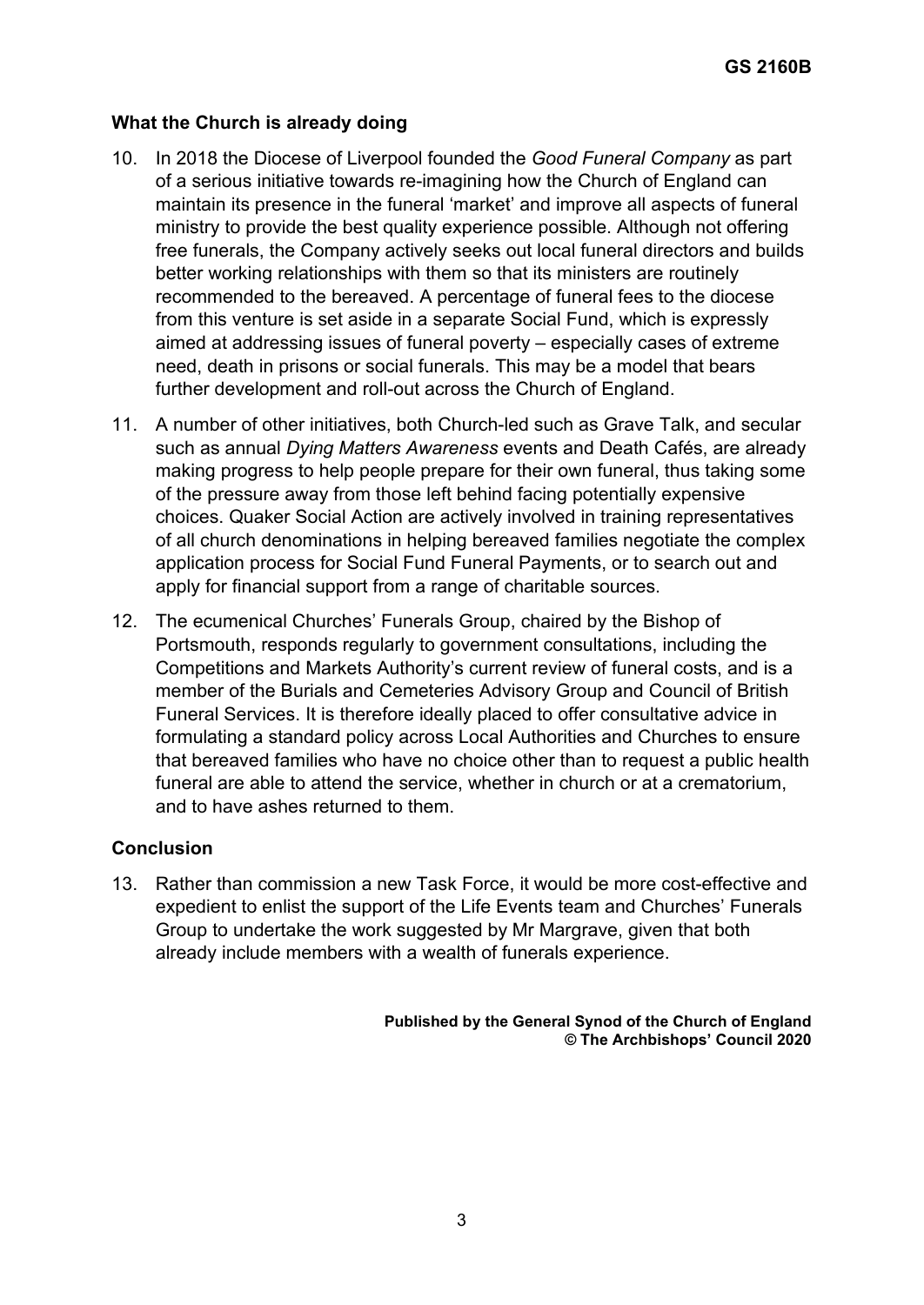## What the Church is already doing

10. In 2018 the Diocese of Liverpool founded the *Good Funeral Company* as part of a serious initiative towards re-imagining how the Church of England can maintain its presence in the funeral 'market' and improve all aspects of funeral ministry to provide the best quality experience possible. Although not offering free funerals, the Company actively seeks out local funeral directors and builds better working relationships with them so that its ministers are routinely recommended to the bereaved. A percentage of funeral fees to the diocese from this venture is set aside in a separate Social Fund, which is expressly aimed at addressing issues of funeral poverty – especially cases of extreme need, death in prisons or social funerals. This may be a model that bears further development and roll-out across the Church of England.

11. A number of other initiatives, both Church-led such as Grave Talk, and secular such as annual *Dying Matters Awareness* events and Death Cafés, are already making progress to help people prepare for their own funeral, thus taking some of the pressure away from those left behind facing potentially expensive choices. Quaker Social Action are actively involved in training representatives of all church denominations in helping bereaved families negotiate the complex application process for Social Fund Funeral Payments, or to search out and apply for financial support from a range of charitable sources.

12. The ecumenical Churches' Funerals Group, chaired by the Bishop of Portsmouth, responds regularly to government consultations, including the Competitions and Markets Authority's current review of funeral costs, and is a member of the Burials and Cemeteries Advisory Group and Council of British Funeral Services. It is therefore ideally placed to offer consultative advice in formulating a standard policy across Local Authorities and Churches to ensure that bereaved families who have no choice other than to request a public health funeral are able to attend the service, whether in church or at a crematorium, and to have ashes returned to them.

## Conclusion

13. Rather than commission a new Task Force, it would be more cost-effective and expedient to enlist the support of the Life Events team and Churches' Funerals Group to undertake the work suggested by Mr Margrave, given that both already include members with a wealth of funerals experience.

**Published by the General Synod of the Church of England**
**© The Archbishops' Council 2020**